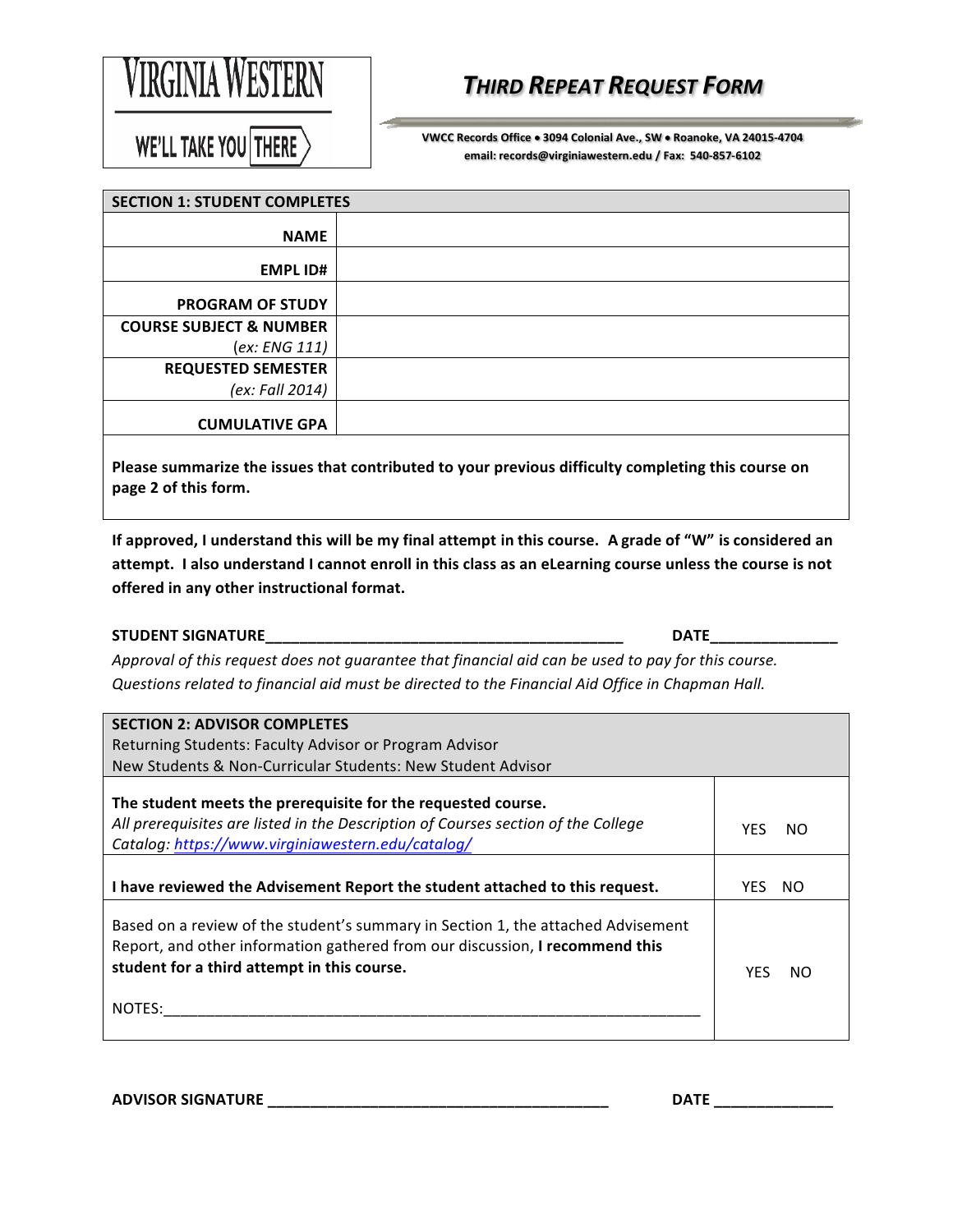VIRGINIA WESTERN

WE'LL TAKE YOU THERE

# THIRD REPEAT REQUEST FORM

**VWCC Records Office • 3094 Colonial Ave., SW • Roanoke, VA 24015-4704**
**email: records@virginiawestern.edu / Fax: 540-857-6102**

| SECTION 1: STUDENT COMPLETES | |
|---|---|
| **NAME** | |
| **EMPL ID#** | |
| **PROGRAM OF STUDY** | |
| **COURSE SUBJECT & NUMBER** *(ex: ENG 111)* | |
| **REQUESTED SEMESTER** *(ex: Fall 2014)* | |
| **CUMULATIVE GPA** | |

**Please summarize the issues that contributed to your previous difficulty completing this course on page 2 of this form.**

**If approved, I understand this will be my final attempt in this course. A grade of "W" is considered an attempt. I also understand I cannot enroll in this class as an eLearning course unless the course is not offered in any other instructional format.**

**STUDENT SIGNATURE**___________________________________________ **DATE**_______________

*Approval of this request does not guarantee that financial aid can be used to pay for this course. Questions related to financial aid must be directed to the Financial Aid Office in Chapman Hall.*

| **SECTION 2: ADVISOR COMPLETES**<br>Returning Students: Faculty Advisor or Program Advisor<br>New Students & Non-Curricular Students: New Student Advisor | |
|---|---|
| **The student meets the prerequisite for the requested course.**<br>*All prerequisites are listed in the Description of Courses section of the College Catalog: https://www.virginiawestern.edu/catalog/* | YES NO |
| **I have reviewed the Advisement Report the student attached to this request.** | YES NO |
| Based on a review of the student's summary in Section 1, the attached Advisement Report, and other information gathered from our discussion, **I recommend this student for a third attempt in this course.**<br><br>NOTES:_________________________________________________________________ | YES NO |

**ADVISOR SIGNATURE** _________________________________________ **DATE** ______________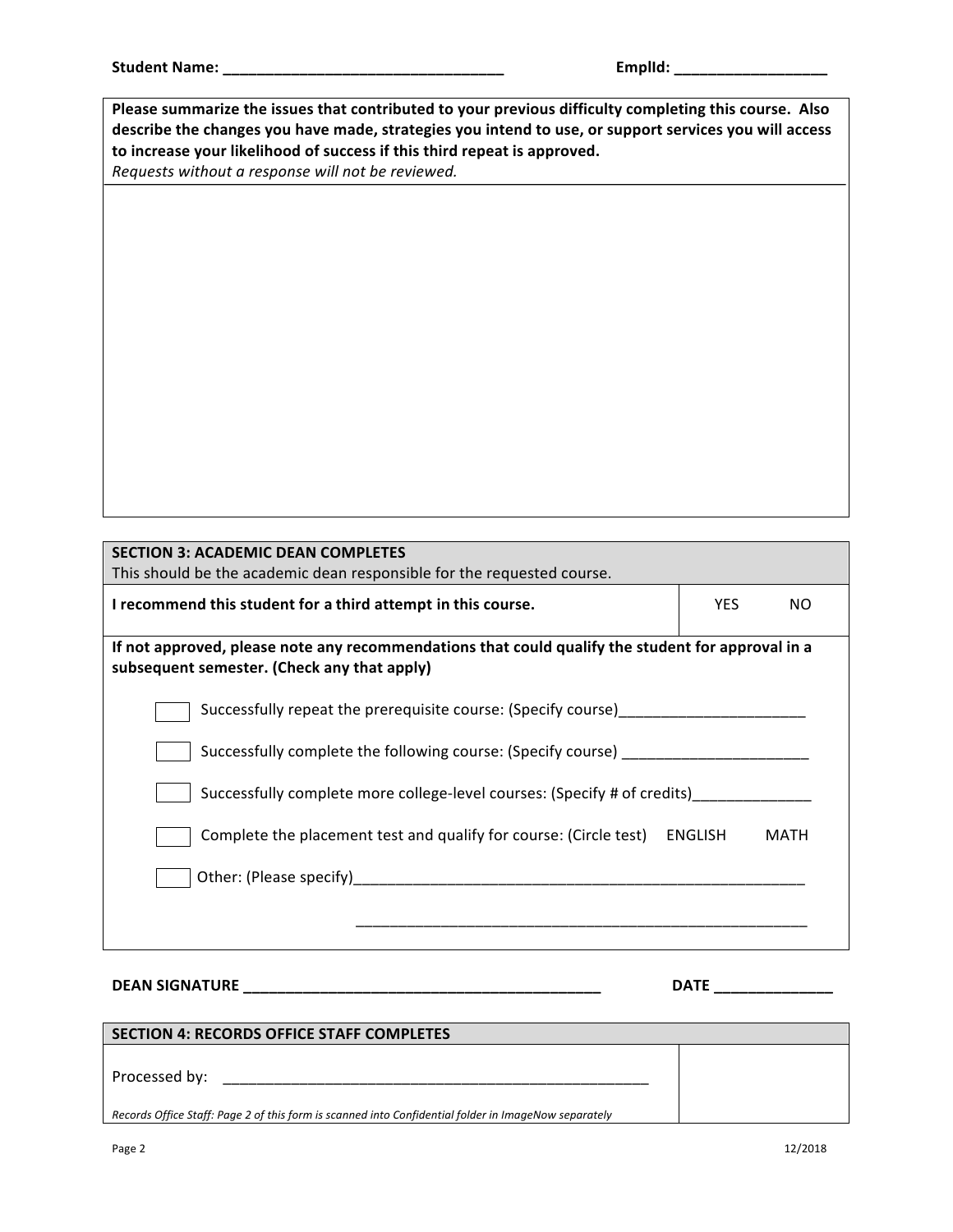**Student Name:** ________________________________ **EmplId:** __________________

| **Please summarize the issues that contributed to your previous difficulty completing this course. Also describe the changes you have made, strategies you intend to use, or support services you will access to increase your likelihood of success if this third repeat is approved.**<br>*Requests without a response will not be reviewed.* |
| --- |
| |

| **SECTION 3: ACADEMIC DEAN COMPLETES**<br>This should be the academic dean responsible for the requested course. | |
| --- | --- |
| **I recommend this student for a third attempt in this course.** | YES NO |
| **If not approved, please note any recommendations that could qualify the student for approval in a subsequent semester. (Check any that apply)** | |

☐ Successfully repeat the prerequisite course: (Specify course)______________________

☐ Successfully complete the following course: (Specify course) ______________________

☐ Successfully complete more college-level courses: (Specify # of credits)______________

☐ Complete the placement test and qualify for course: (Circle test) ENGLISH MATH

☐ Other: (Please specify)________________________________________________________

________________________________________________________

**DEAN SIGNATURE** ___________________________________________ **DATE** ______________

| **SECTION 4: RECORDS OFFICE STAFF COMPLETES** | |
| --- | --- |
| Processed by: ____________________________________________________<br>*Records Office Staff: Page 2 of this form is scanned into Confidential folder in ImageNow separately* | |

12/2018